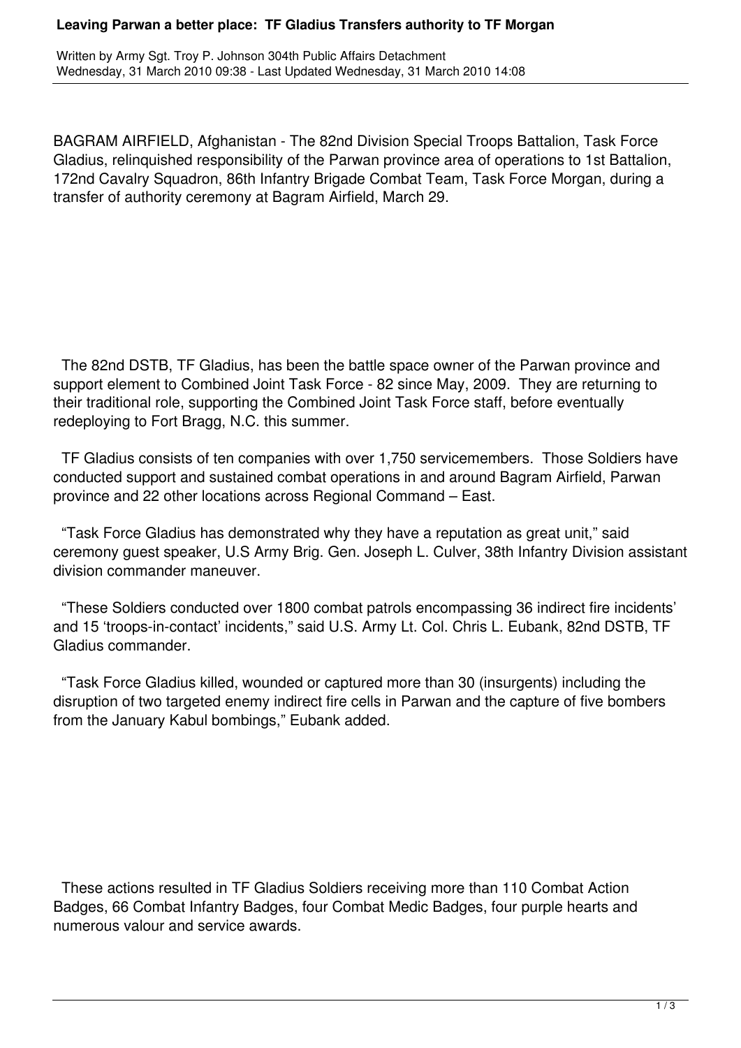# Leaving Parwan a better place: TF Gladius Transfers authority to TF Morgan

Written by Army Sgt. Troy P. Johnson 304th Public Affairs Detachment
Wednesday, 31 March 2010 09:38 - Last Updated Wednesday, 31 March 2010 14:08

BAGRAM AIRFIELD, Afghanistan - The 82nd Division Special Troops Battalion, Task Force Gladius, relinquished responsibility of the Parwan province area of operations to 1st Battalion, 172nd Cavalry Squadron, 86th Infantry Brigade Combat Team, Task Force Morgan, during a transfer of authority ceremony at Bagram Airfield, March 29.

The 82nd DSTB, TF Gladius, has been the battle space owner of the Parwan province and support element to Combined Joint Task Force - 82 since May, 2009. They are returning to their traditional role, supporting the Combined Joint Task Force staff, before eventually redeploying to Fort Bragg, N.C. this summer.

TF Gladius consists of ten companies with over 1,750 servicemembers. Those Soldiers have conducted support and sustained combat operations in and around Bagram Airfield, Parwan province and 22 other locations across Regional Command – East.

"Task Force Gladius has demonstrated why they have a reputation as great unit," said ceremony guest speaker, U.S Army Brig. Gen. Joseph L. Culver, 38th Infantry Division assistant division commander maneuver.

"These Soldiers conducted over 1800 combat patrols encompassing 36 indirect fire incidents' and 15 'troops-in-contact' incidents," said U.S. Army Lt. Col. Chris L. Eubank, 82nd DSTB, TF Gladius commander.

"Task Force Gladius killed, wounded or captured more than 30 (insurgents) including the disruption of two targeted enemy indirect fire cells in Parwan and the capture of five bombers from the January Kabul bombings," Eubank added.

These actions resulted in TF Gladius Soldiers receiving more than 110 Combat Action Badges, 66 Combat Infantry Badges, four Combat Medic Badges, four purple hearts and numerous valour and service awards.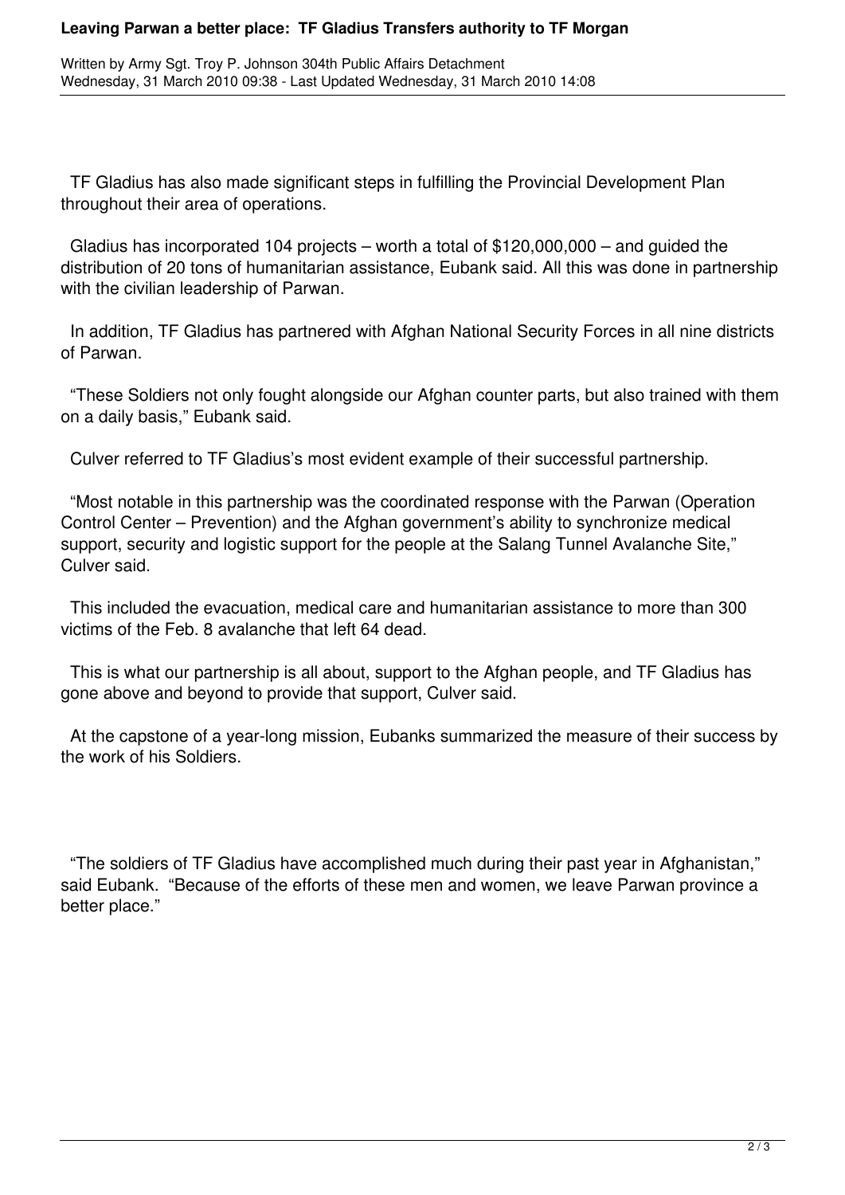TF Gladius has also made significant steps in fulfilling the Provincial Development Plan throughout their area of operations.

Gladius has incorporated 104 projects – worth a total of $120,000,000 – and guided the distribution of 20 tons of humanitarian assistance, Eubank said. All this was done in partnership with the civilian leadership of Parwan.

In addition, TF Gladius has partnered with Afghan National Security Forces in all nine districts of Parwan.

"These Soldiers not only fought alongside our Afghan counter parts, but also trained with them on a daily basis," Eubank said.

Culver referred to TF Gladius's most evident example of their successful partnership.

"Most notable in this partnership was the coordinated response with the Parwan (Operation Control Center – Prevention) and the Afghan government's ability to synchronize medical support, security and logistic support for the people at the Salang Tunnel Avalanche Site," Culver said.

This included the evacuation, medical care and humanitarian assistance to more than 300 victims of the Feb. 8 avalanche that left 64 dead.

This is what our partnership is all about, support to the Afghan people, and TF Gladius has gone above and beyond to provide that support, Culver said.

At the capstone of a year-long mission, Eubanks summarized the measure of their success by the work of his Soldiers.

"The soldiers of TF Gladius have accomplished much during their past year in Afghanistan," said Eubank. "Because of the efforts of these men and women, we leave Parwan province a better place."